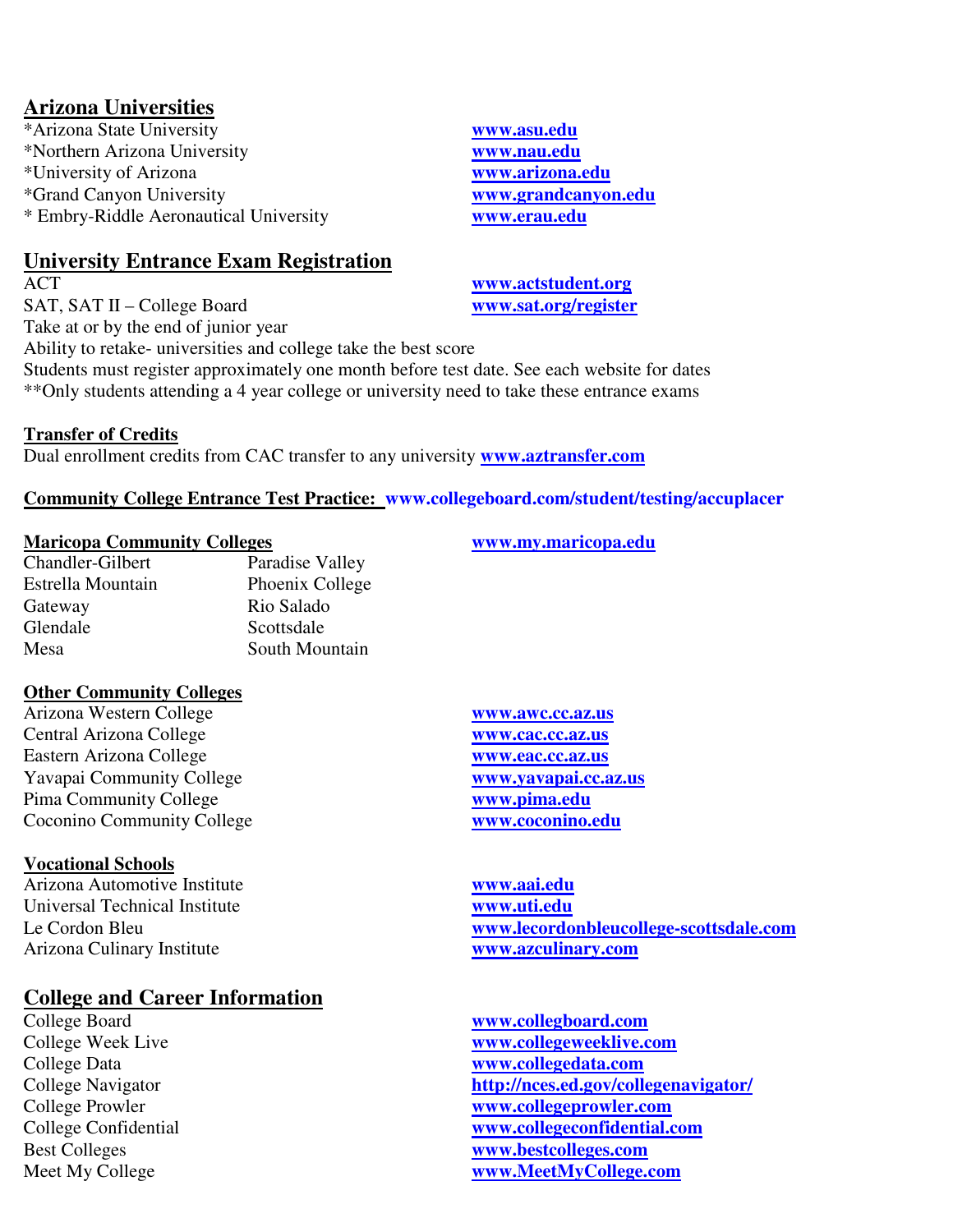## Arizona Universities

*Arizona State University — **www.asu.edu**
*Northern Arizona University — **www.nau.edu**
*University of Arizona — **www.arizona.edu**
*Grand Canyon University — **www.grandcanyon.edu**
* Embry-Riddle Aeronautical University — **www.erau.edu**

## University Entrance Exam Registration

ACT — **www.actstudent.org**
SAT, SAT II – College Board — **www.sat.org/register**
Take at or by the end of junior year
Ability to retake- universities and college take the best score
Students must register approximately one month before test date. See each website for dates
**Only students attending a 4 year college or university need to take these entrance exams

### Transfer of Credits

Dual enrollment credits from CAC transfer to any university **www.aztransfer.com**

**Community College Entrance Test Practice: www.collegeboard.com/student/testing/accuplacer**

### Maricopa Community Colleges

**www.my.maricopa.edu**

| | |
|---|---|
| Chandler-Gilbert | Paradise Valley |
| Estrella Mountain | Phoenix College |
| Gateway | Rio Salado |
| Glendale | Scottsdale |
| Mesa | South Mountain |

### Other Community Colleges

Arizona Western College — **www.awc.cc.az.us**
Central Arizona College — **www.cac.cc.az.us**
Eastern Arizona College — **www.eac.cc.az.us**
Yavapai Community College — **www.yavapai.cc.az.us**
Pima Community College — **www.pima.edu**
Coconino Community College — **www.coconino.edu**

### Vocational Schools

Arizona Automotive Institute — **www.aai.edu**
Universal Technical Institute — **www.uti.edu**
Le Cordon Bleu — **www.lecordonbleucollege-scottsdale.com**
Arizona Culinary Institute — **www.azculinary.com**

## College and Career Information

College Board — **www.collegboard.com**
College Week Live — **www.collegeweeklive.com**
College Data — **www.collegedata.com**
College Navigator — **http://nces.ed.gov/collegenavigator/**
College Prowler — **www.collegeprowler.com**
College Confidential — **www.collegeconfidential.com**
Best Colleges — **www.bestcolleges.com**
Meet My College — **www.MeetMyCollege.com**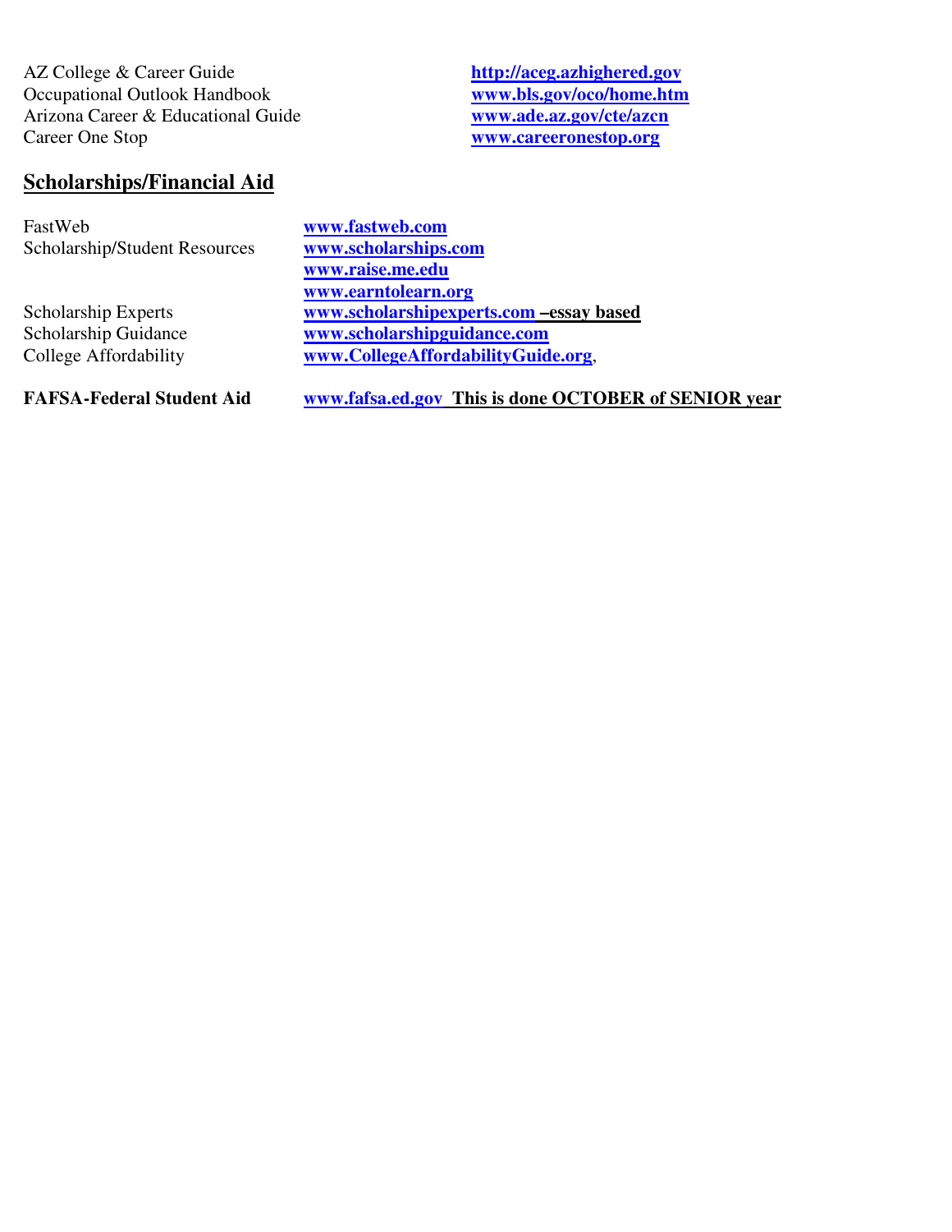AZ College & Career Guide **http://aceg.azhighered.gov**
Occupational Outlook Handbook **www.bls.gov/oco/home.htm**
Arizona Career & Educational Guide **www.ade.az.gov/cte/azcn**
Career One Stop **www.careeronestop.org**

## Scholarships/Financial Aid

| | |
|---|---|
| FastWeb | **www.fastweb.com** |
| Scholarship/Student Resources | **www.scholarships.com** |
| | **www.raise.me.edu** |
| | **www.earntolearn.org** |
| Scholarship Experts | **www.scholarshipexperts.com –essay based** |
| Scholarship Guidance | **www.scholarshipguidance.com** |
| College Affordability | **www.CollegeAffordabilityGuide.org**, |

**FAFSA-Federal Student Aid** **www.fafsa.ed.gov This is done OCTOBER of SENIOR year**